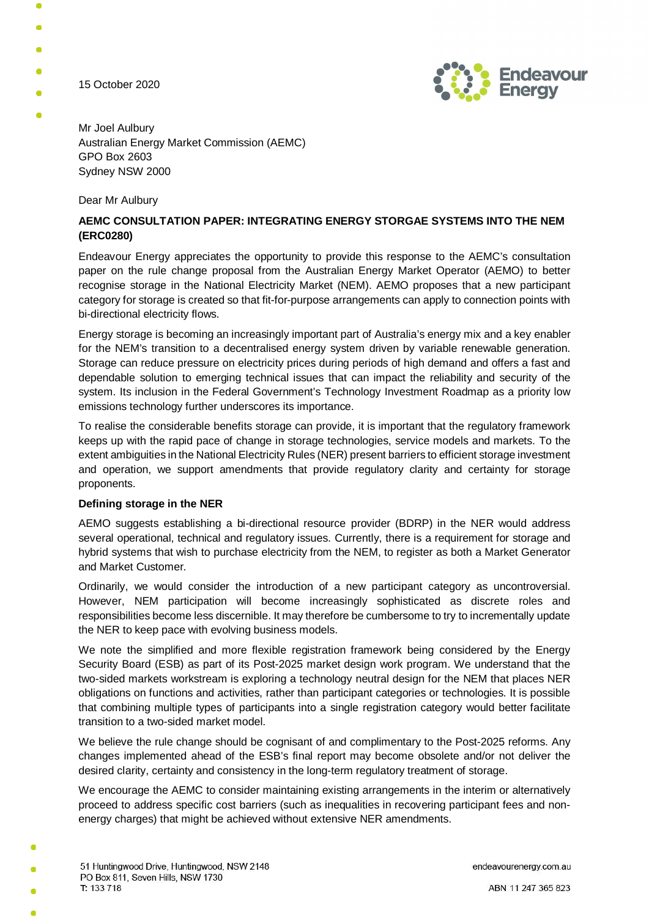15 October 2020

Mr Joel Aulbury
Australian Energy Market Commission (AEMC)
GPO Box 2603
Sydney NSW 2000

Dear Mr Aulbury

**AEMC CONSULTATION PAPER: INTEGRATING ENERGY STORGAE SYSTEMS INTO THE NEM (ERC0280)**

Endeavour Energy appreciates the opportunity to provide this response to the AEMC's consultation paper on the rule change proposal from the Australian Energy Market Operator (AEMO) to better recognise storage in the National Electricity Market (NEM). AEMO proposes that a new participant category for storage is created so that fit-for-purpose arrangements can apply to connection points with bi-directional electricity flows.

Energy storage is becoming an increasingly important part of Australia's energy mix and a key enabler for the NEM's transition to a decentralised energy system driven by variable renewable generation. Storage can reduce pressure on electricity prices during periods of high demand and offers a fast and dependable solution to emerging technical issues that can impact the reliability and security of the system. Its inclusion in the Federal Government's Technology Investment Roadmap as a priority low emissions technology further underscores its importance.

To realise the considerable benefits storage can provide, it is important that the regulatory framework keeps up with the rapid pace of change in storage technologies, service models and markets. To the extent ambiguities in the National Electricity Rules (NER) present barriers to efficient storage investment and operation, we support amendments that provide regulatory clarity and certainty for storage proponents.

**Defining storage in the NER**

AEMO suggests establishing a bi-directional resource provider (BDRP) in the NER would address several operational, technical and regulatory issues. Currently, there is a requirement for storage and hybrid systems that wish to purchase electricity from the NEM, to register as both a Market Generator and Market Customer.

Ordinarily, we would consider the introduction of a new participant category as uncontroversial. However, NEM participation will become increasingly sophisticated as discrete roles and responsibilities become less discernible. It may therefore be cumbersome to try to incrementally update the NER to keep pace with evolving business models.

We note the simplified and more flexible registration framework being considered by the Energy Security Board (ESB) as part of its Post-2025 market design work program. We understand that the two-sided markets workstream is exploring a technology neutral design for the NEM that places NER obligations on functions and activities, rather than participant categories or technologies. It is possible that combining multiple types of participants into a single registration category would better facilitate transition to a two-sided market model.

We believe the rule change should be cognisant of and complimentary to the Post-2025 reforms. Any changes implemented ahead of the ESB's final report may become obsolete and/or not deliver the desired clarity, certainty and consistency in the long-term regulatory treatment of storage.

We encourage the AEMC to consider maintaining existing arrangements in the interim or alternatively proceed to address specific cost barriers (such as inequalities in recovering participant fees and non-energy charges) that might be achieved without extensive NER amendments.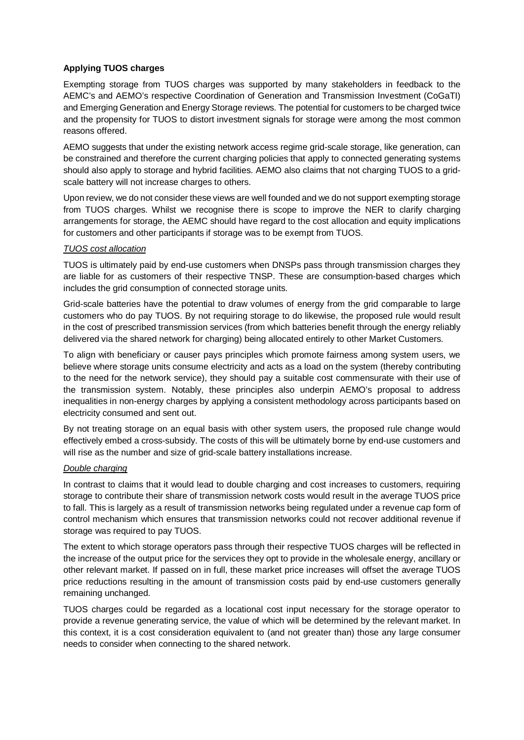**Applying TUOS charges**

Exempting storage from TUOS charges was supported by many stakeholders in feedback to the AEMC's and AEMO's respective Coordination of Generation and Transmission Investment (CoGaTI) and Emerging Generation and Energy Storage reviews. The potential for customers to be charged twice and the propensity for TUOS to distort investment signals for storage were among the most common reasons offered.

AEMO suggests that under the existing network access regime grid-scale storage, like generation, can be constrained and therefore the current charging policies that apply to connected generating systems should also apply to storage and hybrid facilities. AEMO also claims that not charging TUOS to a grid-scale battery will not increase charges to others.

Upon review, we do not consider these views are well founded and we do not support exempting storage from TUOS charges. Whilst we recognise there is scope to improve the NER to clarify charging arrangements for storage, the AEMC should have regard to the cost allocation and equity implications for customers and other participants if storage was to be exempt from TUOS.

*TUOS cost allocation*

TUOS is ultimately paid by end-use customers when DNSPs pass through transmission charges they are liable for as customers of their respective TNSP. These are consumption-based charges which includes the grid consumption of connected storage units.

Grid-scale batteries have the potential to draw volumes of energy from the grid comparable to large customers who do pay TUOS. By not requiring storage to do likewise, the proposed rule would result in the cost of prescribed transmission services (from which batteries benefit through the energy reliably delivered via the shared network for charging) being allocated entirely to other Market Customers.

To align with beneficiary or causer pays principles which promote fairness among system users, we believe where storage units consume electricity and acts as a load on the system (thereby contributing to the need for the network service), they should pay a suitable cost commensurate with their use of the transmission system. Notably, these principles also underpin AEMO's proposal to address inequalities in non-energy charges by applying a consistent methodology across participants based on electricity consumed and sent out.

By not treating storage on an equal basis with other system users, the proposed rule change would effectively embed a cross-subsidy. The costs of this will be ultimately borne by end-use customers and will rise as the number and size of grid-scale battery installations increase.

*Double charging*

In contrast to claims that it would lead to double charging and cost increases to customers, requiring storage to contribute their share of transmission network costs would result in the average TUOS price to fall. This is largely as a result of transmission networks being regulated under a revenue cap form of control mechanism which ensures that transmission networks could not recover additional revenue if storage was required to pay TUOS.

The extent to which storage operators pass through their respective TUOS charges will be reflected in the increase of the output price for the services they opt to provide in the wholesale energy, ancillary or other relevant market. If passed on in full, these market price increases will offset the average TUOS price reductions resulting in the amount of transmission costs paid by end-use customers generally remaining unchanged.

TUOS charges could be regarded as a locational cost input necessary for the storage operator to provide a revenue generating service, the value of which will be determined by the relevant market. In this context, it is a cost consideration equivalent to (and not greater than) those any large consumer needs to consider when connecting to the shared network.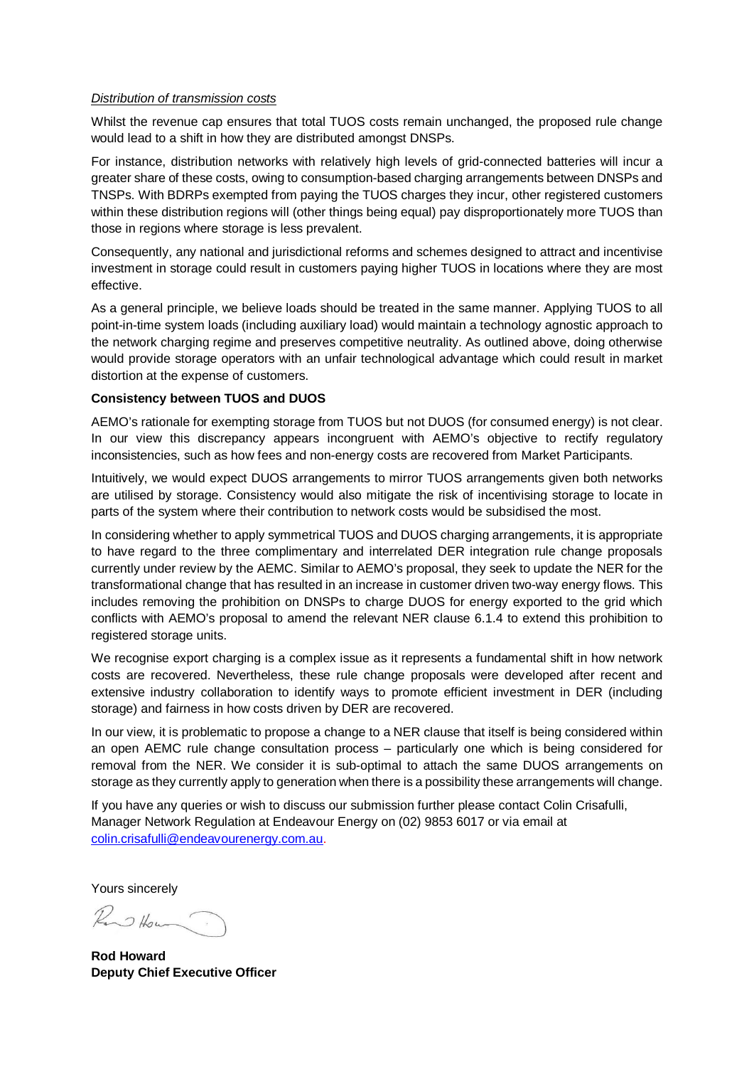*Distribution of transmission costs*

Whilst the revenue cap ensures that total TUOS costs remain unchanged, the proposed rule change would lead to a shift in how they are distributed amongst DNSPs.

For instance, distribution networks with relatively high levels of grid-connected batteries will incur a greater share of these costs, owing to consumption-based charging arrangements between DNSPs and TNSPs. With BDRPs exempted from paying the TUOS charges they incur, other registered customers within these distribution regions will (other things being equal) pay disproportionately more TUOS than those in regions where storage is less prevalent.

Consequently, any national and jurisdictional reforms and schemes designed to attract and incentivise investment in storage could result in customers paying higher TUOS in locations where they are most effective.

As a general principle, we believe loads should be treated in the same manner. Applying TUOS to all point-in-time system loads (including auxiliary load) would maintain a technology agnostic approach to the network charging regime and preserves competitive neutrality. As outlined above, doing otherwise would provide storage operators with an unfair technological advantage which could result in market distortion at the expense of customers.

**Consistency between TUOS and DUOS**

AEMO's rationale for exempting storage from TUOS but not DUOS (for consumed energy) is not clear. In our view this discrepancy appears incongruent with AEMO's objective to rectify regulatory inconsistencies, such as how fees and non-energy costs are recovered from Market Participants.

Intuitively, we would expect DUOS arrangements to mirror TUOS arrangements given both networks are utilised by storage. Consistency would also mitigate the risk of incentivising storage to locate in parts of the system where their contribution to network costs would be subsidised the most.

In considering whether to apply symmetrical TUOS and DUOS charging arrangements, it is appropriate to have regard to the three complimentary and interrelated DER integration rule change proposals currently under review by the AEMC. Similar to AEMO's proposal, they seek to update the NER for the transformational change that has resulted in an increase in customer driven two-way energy flows. This includes removing the prohibition on DNSPs to charge DUOS for energy exported to the grid which conflicts with AEMO's proposal to amend the relevant NER clause 6.1.4 to extend this prohibition to registered storage units.

We recognise export charging is a complex issue as it represents a fundamental shift in how network costs are recovered. Nevertheless, these rule change proposals were developed after recent and extensive industry collaboration to identify ways to promote efficient investment in DER (including storage) and fairness in how costs driven by DER are recovered.

In our view, it is problematic to propose a change to a NER clause that itself is being considered within an open AEMC rule change consultation process – particularly one which is being considered for removal from the NER. We consider it is sub-optimal to attach the same DUOS arrangements on storage as they currently apply to generation when there is a possibility these arrangements will change.

If you have any queries or wish to discuss our submission further please contact Colin Crisafulli, Manager Network Regulation at Endeavour Energy on (02) 9853 6017 or via email at colin.crisafulli@endeavourenergy.com.au.

Yours sincerely

**Rod Howard**
**Deputy Chief Executive Officer**